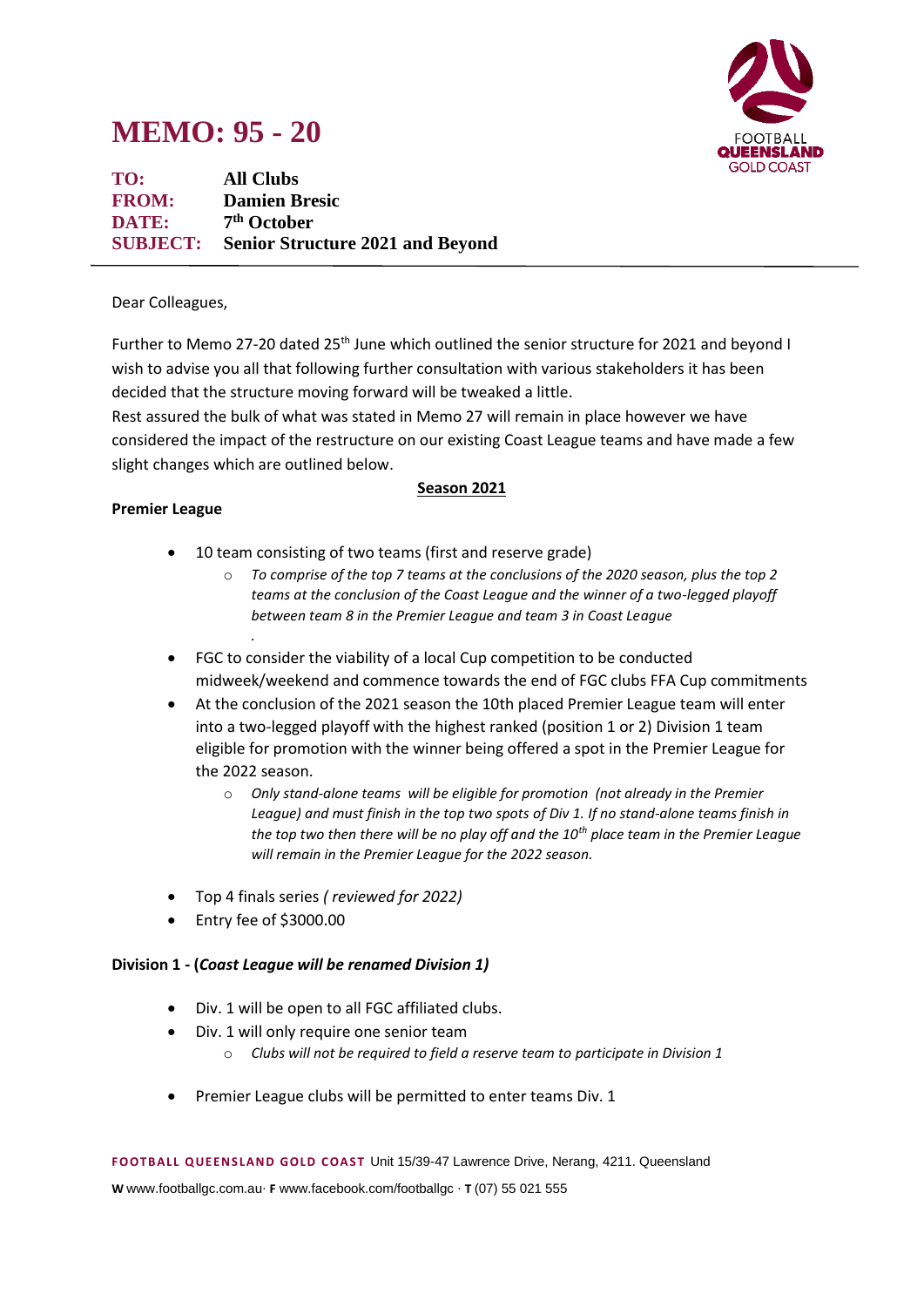# MEMO: 95 - 20

**TO:** All Clubs
**FROM:** Damien Bresic
**DATE:** 7th October
**SUBJECT:** Senior Structure 2021 and Beyond

---

Dear Colleagues,

Further to Memo 27-20 dated 25th June which outlined the senior structure for 2021 and beyond I wish to advise you all that following further consultation with various stakeholders it has been decided that the structure moving forward will be tweaked a little.

Rest assured the bulk of what was stated in Memo 27 will remain in place however we have considered the impact of the restructure on our existing Coast League teams and have made a few slight changes which are outlined below.

<u>**Season 2021**</u>

**Premier League**

- 10 team consisting of two teams (first and reserve grade)
  - *To comprise of the top 7 teams at the conclusions of the 2020 season, plus the top 2 teams at the conclusion of the Coast League and the winner of a two-legged playoff between team 8 in the Premier League and team 3 in Coast League*
- FGC to consider the viability of a local Cup competition to be conducted midweek/weekend and commence towards the end of FGC clubs FFA Cup commitments
- At the conclusion of the 2021 season the 10th placed Premier League team will enter into a two-legged playoff with the highest ranked (position 1 or 2) Division 1 team eligible for promotion with the winner being offered a spot in the Premier League for the 2022 season.
  - *Only stand-alone teams will be eligible for promotion (not already in the Premier League) and must finish in the top two spots of Div 1. If no stand-alone teams finish in the top two then there will be no play off and the 10th place team in the Premier League will remain in the Premier League for the 2022 season.*
- Top 4 finals series *( reviewed for 2022)*
- Entry fee of $3000.00

**Division 1 - (*Coast League will be renamed Division 1)***

- Div. 1 will be open to all FGC affiliated clubs.
- Div. 1 will only require one senior team
  - *Clubs will not be required to field a reserve team to participate in Division 1*
- Premier League clubs will be permitted to enter teams Div. 1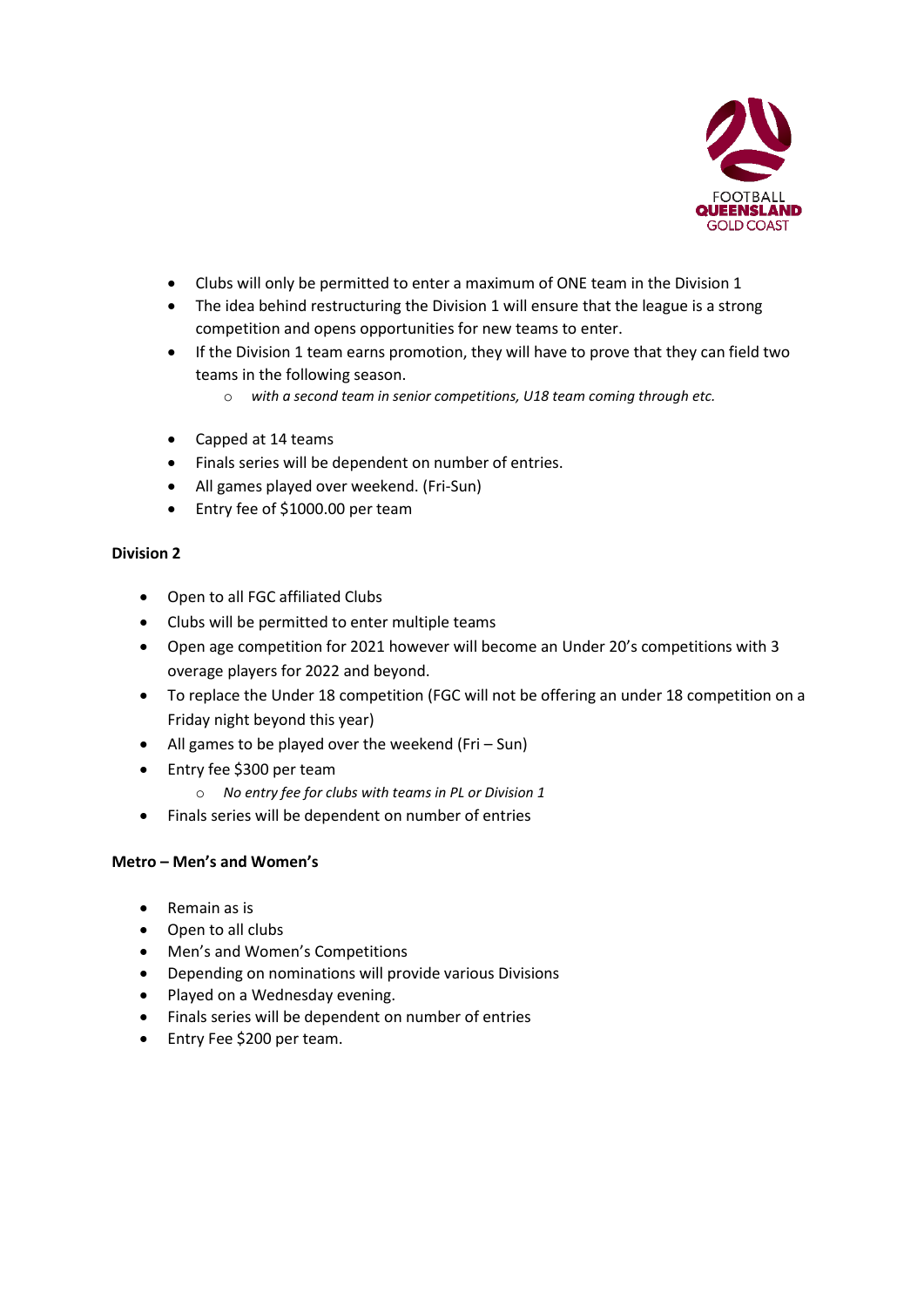- Clubs will only be permitted to enter a maximum of ONE team in the Division 1
- The idea behind restructuring the Division 1 will ensure that the league is a strong competition and opens opportunities for new teams to enter.
- If the Division 1 team earns promotion, they will have to prove that they can field two teams in the following season.
    - *with a second team in senior competitions, U18 team coming through etc.*

- Capped at 14 teams
- Finals series will be dependent on number of entries.
- All games played over weekend. (Fri-Sun)
- Entry fee of $1000.00 per team

**Division 2**

- Open to all FGC affiliated Clubs
- Clubs will be permitted to enter multiple teams
- Open age competition for 2021 however will become an Under 20's competitions with 3 overage players for 2022 and beyond.
- To replace the Under 18 competition (FGC will not be offering an under 18 competition on a Friday night beyond this year)
- All games to be played over the weekend (Fri – Sun)
- Entry fee $300 per team
    - *No entry fee for clubs with teams in PL or Division 1*
- Finals series will be dependent on number of entries

**Metro – Men's and Women's**

- Remain as is
- Open to all clubs
- Men's and Women's Competitions
- Depending on nominations will provide various Divisions
- Played on a Wednesday evening.
- Finals series will be dependent on number of entries
- Entry Fee $200 per team.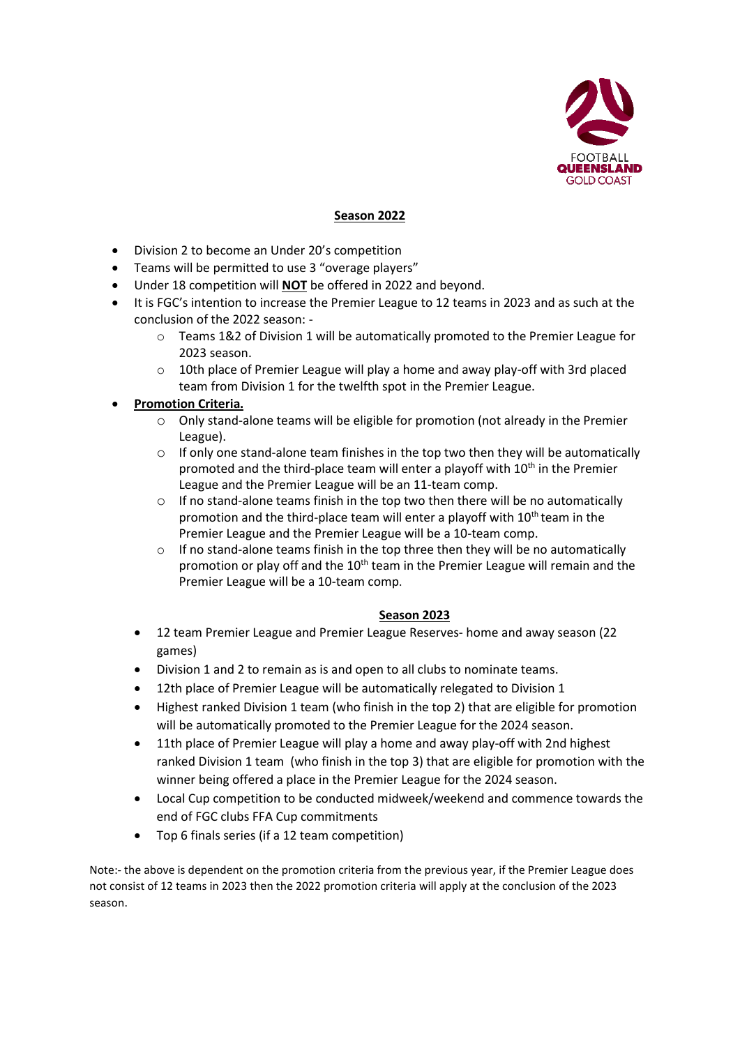## Season 2022

- Division 2 to become an Under 20's competition
- Teams will be permitted to use 3 "overage players"
- Under 18 competition will **NOT** be offered in 2022 and beyond.
- It is FGC's intention to increase the Premier League to 12 teams in 2023 and as such at the conclusion of the 2022 season: -
  - Teams 1&2 of Division 1 will be automatically promoted to the Premier League for 2023 season.
  - 10th place of Premier League will play a home and away play-off with 3rd placed team from Division 1 for the twelfth spot in the Premier League.
- **Promotion Criteria.**
  - Only stand-alone teams will be eligible for promotion (not already in the Premier League).
  - If only one stand-alone team finishes in the top two then they will be automatically promoted and the third-place team will enter a playoff with 10th in the Premier League and the Premier League will be an 11-team comp.
  - If no stand-alone teams finish in the top two then there will be no automatically promotion and the third-place team will enter a playoff with 10th team in the Premier League and the Premier League will be a 10-team comp.
  - If no stand-alone teams finish in the top three then they will be no automatically promotion or play off and the 10th team in the Premier League will remain and the Premier League will be a 10-team comp.

## Season 2023

- 12 team Premier League and Premier League Reserves- home and away season (22 games)
- Division 1 and 2 to remain as is and open to all clubs to nominate teams.
- 12th place of Premier League will be automatically relegated to Division 1
- Highest ranked Division 1 team (who finish in the top 2) that are eligible for promotion will be automatically promoted to the Premier League for the 2024 season.
- 11th place of Premier League will play a home and away play-off with 2nd highest ranked Division 1 team (who finish in the top 3) that are eligible for promotion with the winner being offered a place in the Premier League for the 2024 season.
- Local Cup competition to be conducted midweek/weekend and commence towards the end of FGC clubs FFA Cup commitments
- Top 6 finals series (if a 12 team competition)

Note:- the above is dependent on the promotion criteria from the previous year, if the Premier League does not consist of 12 teams in 2023 then the 2022 promotion criteria will apply at the conclusion of the 2023 season.